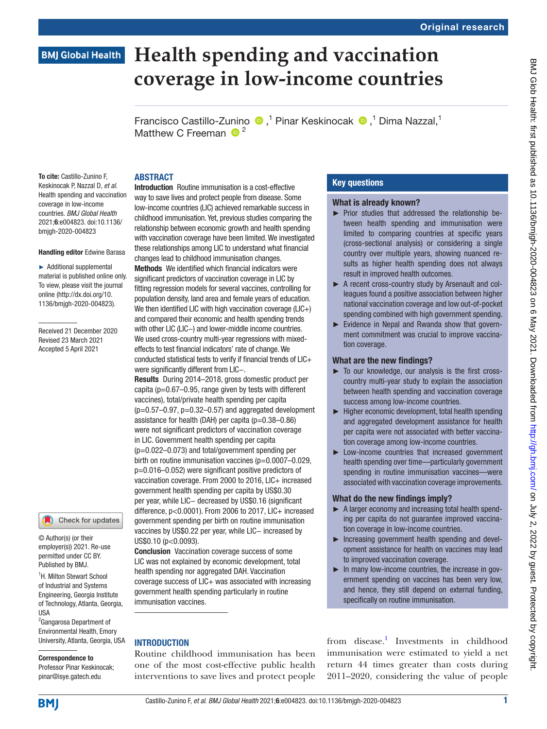Original research

BMJ Global Health

# Health spending and vaccination coverage in low-income countries

Francisco Castillo-Zunino [1], Pinar Keskinocak [1], Dima Nazzal [1], Matthew C Freeman [2]

**To cite:** Castillo-Zunino F, Keskinocak P, Nazzal D, *et al*. Health spending and vaccination coverage in low-income countries. *BMJ Global Health* 2021;**6**:e004823. doi:10.1136/bmjgh-2020-004823

**Handling editor** Edwine Barasa

► Additional supplemental material is published online only. To view, please visit the journal online (http://dx.doi.org/10.1136/bmjgh-2020-004823).

Received 21 December 2020
Revised 23 March 2021
Accepted 5 April 2021

© Author(s) (or their employer(s)) 2021. Re-use permitted under CC BY. Published by BMJ.

[1]H. Milton Stewart School of Industrial and Systems Engineering, Georgia Institute of Technology, Atlanta, Georgia, USA
[2]Gangarosa Department of Environmental Health, Emory University, Atlanta, Georgia, USA

**Correspondence to**
Professor Pinar Keskinocak; pinar@isye.gatech.edu

## ABSTRACT

**Introduction** Routine immunisation is a cost-effective way to save lives and protect people from disease. Some low-income countries (LIC) achieved remarkable success in childhood immunisation. Yet, previous studies comparing the relationship between economic growth and health spending with vaccination coverage have been limited. We investigated these relationships among LIC to understand what financial changes lead to childhood immunisation changes.

**Methods** We identified which financial indicators were significant predictors of vaccination coverage in LIC by fitting regression models for several vaccines, controlling for population density, land area and female years of education. We then identified LIC with high vaccination coverage (LIC+) and compared their economic and health spending trends with other LIC (LIC−) and lower-middle income countries. We used cross-country multi-year regressions with mixed-effects to test financial indicators' rate of change. We conducted statistical tests to verify if financial trends of LIC+ were significantly different from LIC−.

**Results** During 2014–2018, gross domestic product per capita (p=0.67–0.95, range given by tests with different vaccines), total/private health spending per capita (p=0.57–0.97, p=0.32–0.57) and aggregated development assistance for health (DAH) per capita (p=0.38–0.86) were not significant predictors of vaccination coverage in LIC. Government health spending per capita (p=0.022–0.073) and total/government spending per birth on routine immunisation vaccines (p=0.0007–0.029, p=0.016–0.052) were significant positive predictors of vaccination coverage. From 2000 to 2016, LIC+ increased government health spending per capita by US$0.30 per year, while LIC− decreased by US$0.16 (significant difference, p<0.0001). From 2006 to 2017, LIC+ increased government spending per birth on routine immunisation vaccines by US$0.22 per year, while LIC− increased by US$0.10 (p<0.0093).

**Conclusion** Vaccination coverage success of some LIC was not explained by economic development, total health spending nor aggregated DAH. Vaccination coverage success of LIC+ was associated with increasing government health spending particularly in routine immunisation vaccines.

## Key questions

### What is already known?

- Prior studies that addressed the relationship between health spending and immunisation were limited to comparing countries at specific years (cross-sectional analysis) or considering a single country over multiple years, showing nuanced results as higher health spending does not always result in improved health outcomes.
- A recent cross-country study by Arsenault and colleagues found a positive association between higher national vaccination coverage and low out-of-pocket spending combined with high government spending.
- Evidence in Nepal and Rwanda show that government commitment was crucial to improve vaccination coverage.

### What are the new findings?

- To our knowledge, our analysis is the first cross-country multi-year study to explain the association between health spending and vaccination coverage success among low-income countries.
- Higher economic development, total health spending and aggregated development assistance for health per capita were not associated with better vaccination coverage among low-income countries.
- Low-income countries that increased government health spending over time—particularly government spending in routine immunisation vaccines—were associated with vaccination coverage improvements.

### What do the new findings imply?

- A larger economy and increasing total health spending per capita do not guarantee improved vaccination coverage in low-income countries.
- Increasing government health spending and development assistance for health on vaccines may lead to improved vaccination coverage.
- In many low-income countries, the increase in government spending on vaccines has been very low, and hence, they still depend on external funding, specifically on routine immunisation.

## INTRODUCTION

Routine childhood immunisation has been one of the most cost-effective public health interventions to save lives and protect people from disease.[1] Investments in childhood immunisation were estimated to yield a net return 44 times greater than costs during 2011–2020, considering the value of people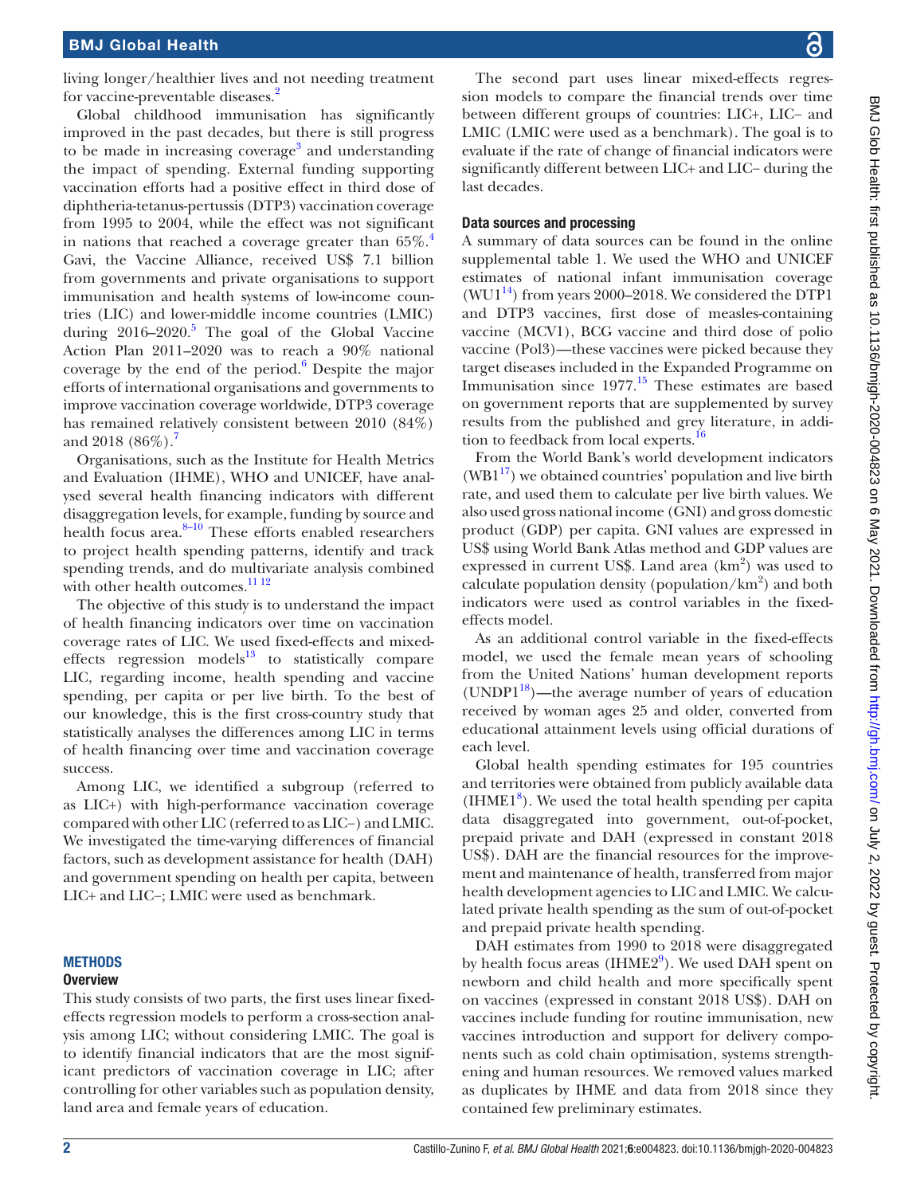living longer/healthier lives and not needing treatment for vaccine-preventable diseases.[2]

Global childhood immunisation has significantly improved in the past decades, but there is still progress to be made in increasing coverage[3] and understanding the impact of spending. External funding supporting vaccination efforts had a positive effect in third dose of diphtheria-tetanus-pertussis (DTP3) vaccination coverage from 1995 to 2004, while the effect was not significant in nations that reached a coverage greater than 65%.[4] Gavi, the Vaccine Alliance, received US$ 7.1 billion from governments and private organisations to support immunisation and health systems of low-income countries (LIC) and lower-middle income countries (LMIC) during 2016–2020.[5] The goal of the Global Vaccine Action Plan 2011–2020 was to reach a 90% national coverage by the end of the period.[6] Despite the major efforts of international organisations and governments to improve vaccination coverage worldwide, DTP3 coverage has remained relatively consistent between 2010 (84%) and 2018 (86%).[7]

Organisations, such as the Institute for Health Metrics and Evaluation (IHME), WHO and UNICEF, have analysed several health financing indicators with different disaggregation levels, for example, funding by source and health focus area.[8–10] These efforts enabled researchers to project health spending patterns, identify and track spending trends, and do multivariate analysis combined with other health outcomes.[11,12]

The objective of this study is to understand the impact of health financing indicators over time on vaccination coverage rates of LIC. We used fixed-effects and mixed-effects regression models[13] to statistically compare LIC, regarding income, health spending and vaccine spending, per capita or per live birth. To the best of our knowledge, this is the first cross-country study that statistically analyses the differences among LIC in terms of health financing over time and vaccination coverage success.

Among LIC, we identified a subgroup (referred to as LIC+) with high-performance vaccination coverage compared with other LIC (referred to as LIC−) and LMIC. We investigated the time-varying differences of financial factors, such as development assistance for health (DAH) and government spending on health per capita, between LIC+ and LIC−; LMIC were used as benchmark.

## METHODS

### Overview

This study consists of two parts, the first uses linear fixed-effects regression models to perform a cross-section analysis among LIC; without considering LMIC. The goal is to identify financial indicators that are the most significant predictors of vaccination coverage in LIC; after controlling for other variables such as population density, land area and female years of education.

The second part uses linear mixed-effects regression models to compare the financial trends over time between different groups of countries: LIC+, LIC− and LMIC (LMIC were used as a benchmark). The goal is to evaluate if the rate of change of financial indicators were significantly different between LIC+ and LIC− during the last decades.

### Data sources and processing

A summary of data sources can be found in the online supplemental table 1. We used the WHO and UNICEF estimates of national infant immunisation coverage (WU1[14]) from years 2000–2018. We considered the DTP1 and DTP3 vaccines, first dose of measles-containing vaccine (MCV1), BCG vaccine and third dose of polio vaccine (Pol3)—these vaccines were picked because they target diseases included in the Expanded Programme on Immunisation since 1977.[15] These estimates are based on government reports that are supplemented by survey results from the published and grey literature, in addition to feedback from local experts.[16]

From the World Bank's world development indicators (WB1[17]) we obtained countries' population and live birth rate, and used them to calculate per live birth values. We also used gross national income (GNI) and gross domestic product (GDP) per capita. GNI values are expressed in US$ using World Bank Atlas method and GDP values are expressed in current US$. Land area (km$^2$) was used to calculate population density (population/km$^2$) and both indicators were used as control variables in the fixed-effects model.

As an additional control variable in the fixed-effects model, we used the female mean years of schooling from the United Nations' human development reports (UNDP1[18])—the average number of years of education received by woman ages 25 and older, converted from educational attainment levels using official durations of each level.

Global health spending estimates for 195 countries and territories were obtained from publicly available data (IHME1[8]). We used the total health spending per capita data disaggregated into government, out-of-pocket, prepaid private and DAH (expressed in constant 2018 US$). DAH are the financial resources for the improvement and maintenance of health, transferred from major health development agencies to LIC and LMIC. We calculated private health spending as the sum of out-of-pocket and prepaid private health spending.

DAH estimates from 1990 to 2018 were disaggregated by health focus areas (IHME2[9]). We used DAH spent on newborn and child health and more specifically spent on vaccines (expressed in constant 2018 US$). DAH on vaccines include funding for routine immunisation, new vaccines introduction and support for delivery components such as cold chain optimisation, systems strengthening and human resources. We removed values marked as duplicates by IHME and data from 2018 since they contained few preliminary estimates.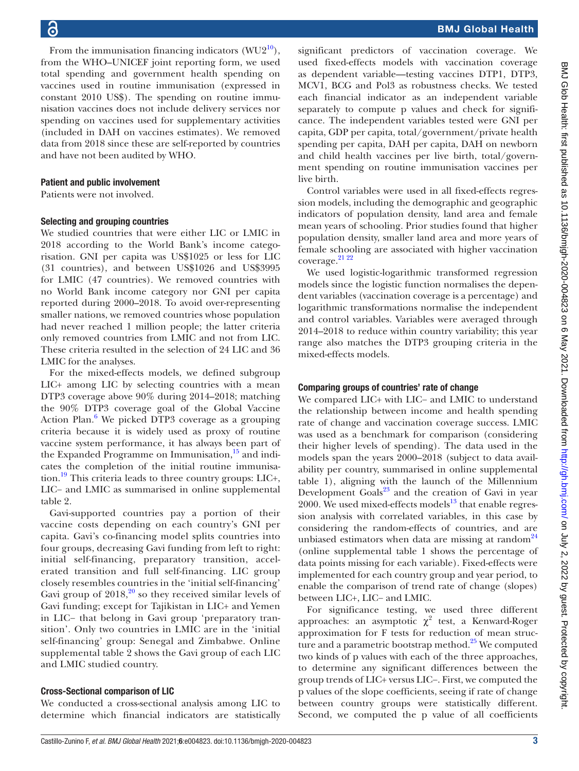From the immunisation financing indicators (WU2[10]), from the WHO–UNICEF joint reporting form, we used total spending and government health spending on vaccines used in routine immunisation (expressed in constant 2010 US$). The spending on routine immunisation vaccines does not include delivery services nor spending on vaccines used for supplementary activities (included in DAH on vaccines estimates). We removed data from 2018 since these are self-reported by countries and have not been audited by WHO.

### Patient and public involvement

Patients were not involved.

### Selecting and grouping countries

We studied countries that were either LIC or LMIC in 2018 according to the World Bank's income categorisation. GNI per capita was US$1025 or less for LIC (31 countries), and between US$1026 and US$3995 for LMIC (47 countries). We removed countries with no World Bank income category nor GNI per capita reported during 2000–2018. To avoid over-representing smaller nations, we removed countries whose population had never reached 1 million people; the latter criteria only removed countries from LMIC and not from LIC. These criteria resulted in the selection of 24 LIC and 36 LMIC for the analyses.

For the mixed-effects models, we defined subgroup LIC+ among LIC by selecting countries with a mean DTP3 coverage above 90% during 2014–2018; matching the 90% DTP3 coverage goal of the Global Vaccine Action Plan.[6] We picked DTP3 coverage as a grouping criteria because it is widely used as proxy of routine vaccine system performance, it has always been part of the Expanded Programme on Immunisation,[15] and indicates the completion of the initial routine immunisation.[19] This criteria leads to three country groups: LIC+, LIC− and LMIC as summarised in online supplemental table 2.

Gavi-supported countries pay a portion of their vaccine costs depending on each country's GNI per capita. Gavi's co-financing model splits countries into four groups, decreasing Gavi funding from left to right: initial self-financing, preparatory transition, accelerated transition and full self-financing. LIC group closely resembles countries in the 'initial self-financing' Gavi group of 2018,[20] so they received similar levels of Gavi funding; except for Tajikistan in LIC+ and Yemen in LIC− that belong in Gavi group 'preparatory transition'. Only two countries in LMIC are in the 'initial self-financing' group: Senegal and Zimbabwe. Online supplemental table 2 shows the Gavi group of each LIC and LMIC studied country.

### Cross-Sectional comparison of LIC

We conducted a cross-sectional analysis among LIC to determine which financial indicators are statistically significant predictors of vaccination coverage. We used fixed-effects models with vaccination coverage as dependent variable—testing vaccines DTP1, DTP3, MCV1, BCG and Pol3 as robustness checks. We tested each financial indicator as an independent variable separately to compute p values and check for significance. The independent variables tested were GNI per capita, GDP per capita, total/government/private health spending per capita, DAH per capita, DAH on newborn and child health vaccines per live birth, total/government spending on routine immunisation vaccines per live birth.

Control variables were used in all fixed-effects regression models, including the demographic and geographic indicators of population density, land area and female mean years of schooling. Prior studies found that higher population density, smaller land area and more years of female schooling are associated with higher vaccination coverage.[21 22]

We used logistic-logarithmic transformed regression models since the logistic function normalises the dependent variables (vaccination coverage is a percentage) and logarithmic transformations normalise the independent and control variables. Variables were averaged through 2014–2018 to reduce within country variability; this year range also matches the DTP3 grouping criteria in the mixed-effects models.

### Comparing groups of countries' rate of change

We compared LIC+ with LIC− and LMIC to understand the relationship between income and health spending rate of change and vaccination coverage success. LMIC was used as a benchmark for comparison (considering their higher levels of spending). The data used in the models span the years 2000–2018 (subject to data availability per country, summarised in online supplemental table 1), aligning with the launch of the Millennium Development Goals[23] and the creation of Gavi in year 2000. We used mixed-effects models[13] that enable regression analysis with correlated variables, in this case by considering the random-effects of countries, and are unbiased estimators when data are missing at random[24] (online supplemental table 1 shows the percentage of data points missing for each variable). Fixed-effects were implemented for each country group and year period, to enable the comparison of trend rate of change (slopes) between LIC+, LIC− and LMIC.

For significance testing, we used three different approaches: an asymptotic $\chi^2$ test, a Kenward-Roger approximation for F tests for reduction of mean structure and a parametric bootstrap method.[25] We computed two kinds of p values with each of the three approaches, to determine any significant differences between the group trends of LIC+ versus LIC−. First, we computed the p values of the slope coefficients, seeing if rate of change between country groups were statistically different. Second, we computed the p value of all coefficients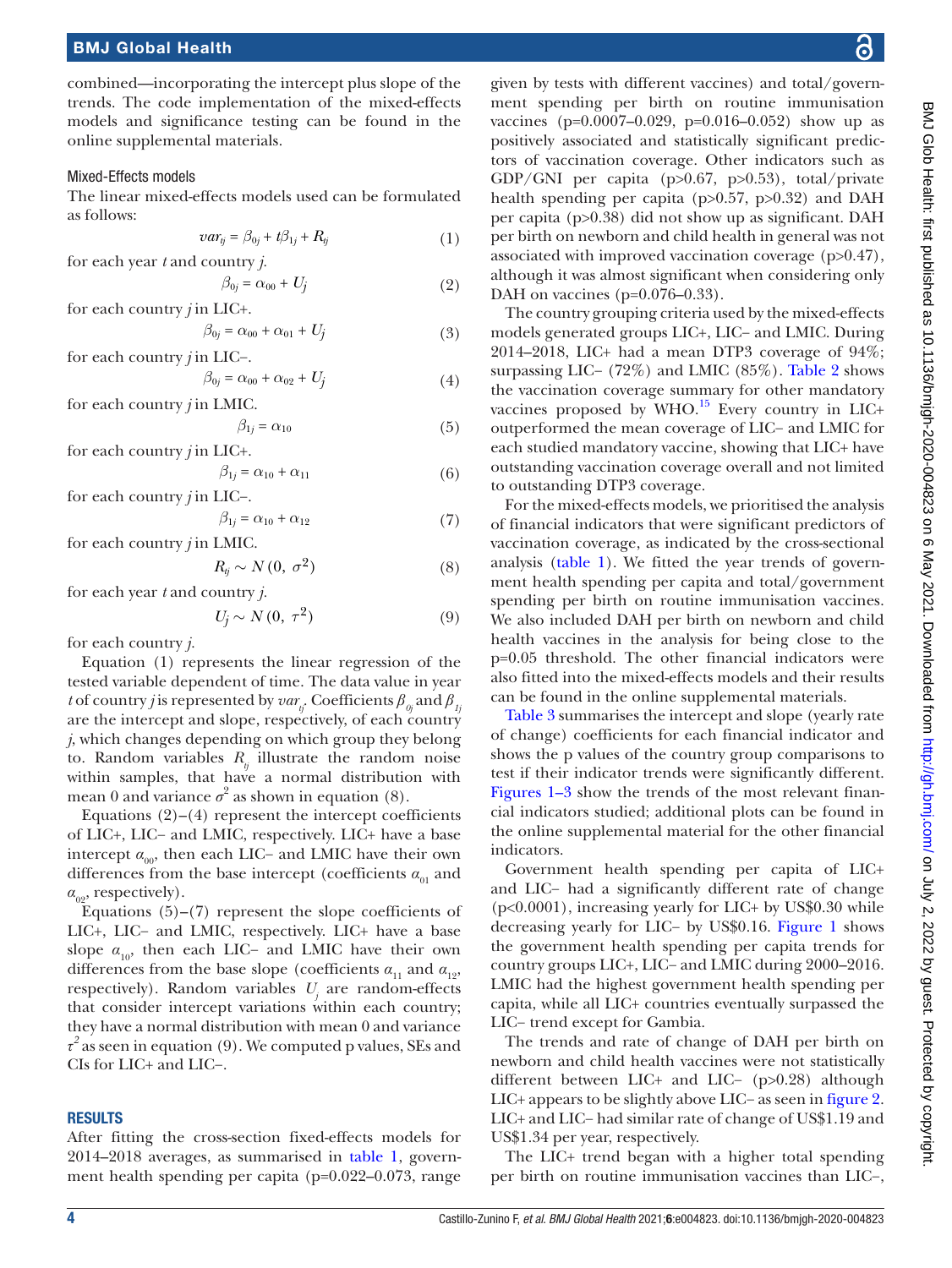combined—incorporating the intercept plus slope of the trends. The code implementation of the mixed-effects models and significance testing can be found in the online supplemental materials.

### Mixed-Effects models

The linear mixed-effects models used can be formulated as follows:

$$var_{tj} = \beta_{0j} + t\beta_{1j} + R_{tj} \quad (1)$$

for each year $t$ and country $j$.

$$\beta_{0j} = \alpha_{00} + U_j \quad (2)$$

for each country $j$ in LIC+.

$$\beta_{0j} = \alpha_{00} + \alpha_{01} + U_j \quad (3)$$

for each country $j$ in LIC–.

$$\beta_{0j} = \alpha_{00} + \alpha_{02} + U_j \quad (4)$$

for each country $j$ in LMIC.

$$\beta_{1j} = \alpha_{10} \quad (5)$$

for each country $j$ in LIC+.

$$\beta_{1j} = \alpha_{10} + \alpha_{11} \quad (6)$$

for each country $j$ in LIC–.

$$\beta_{1j} = \alpha_{10} + \alpha_{12} \quad (7)$$

for each country $j$ in LMIC.

$$R_{tj} \sim N(0, \sigma^2) \quad (8)$$

for each year $t$ and country $j$.

$$U_j \sim N(0, \tau^2) \quad (9)$$

for each country $j$.

Equation (1) represents the linear regression of the tested variable dependent of time. The data value in year $t$ of country $j$ is represented by $var_{tj}$. Coefficients $\beta_{0j}$ and $\beta_{1j}$ are the intercept and slope, respectively, of each country $j$, which changes depending on which group they belong to. Random variables $R_{tj}$ illustrate the random noise within samples, that have a normal distribution with mean 0 and variance $\sigma^2$ as shown in equation (8).

Equations (2)–(4) represent the intercept coefficients of LIC+, LIC– and LMIC, respectively. LIC+ have a base intercept $\alpha_{00}$, then each LIC– and LMIC have their own differences from the base intercept (coefficients $\alpha_{01}$ and $\alpha_{02}$, respectively).

Equations (5)–(7) represent the slope coefficients of LIC+, LIC– and LMIC, respectively. LIC+ have a base slope $\alpha_{10}$, then each LIC– and LMIC have their own differences from the base slope (coefficients $\alpha_{11}$ and $\alpha_{12}$, respectively). Random variables $U_j$ are random-effects that consider intercept variations within each country; they have a normal distribution with mean 0 and variance $\tau^2$ as seen in equation (9). We computed p values, SEs and CIs for LIC+ and LIC–.

## RESULTS

After fitting the cross-section fixed-effects models for 2014–2018 averages, as summarised in table 1, government health spending per capita (p=0.022–0.073, range given by tests with different vaccines) and total/government spending per birth on routine immunisation vaccines (p=0.0007–0.029, p=0.016–0.052) show up as positively associated and statistically significant predictors of vaccination coverage. Other indicators such as GDP/GNI per capita (p>0.67, p>0.53), total/private health spending per capita (p>0.57, p>0.32) and DAH per capita (p>0.38) did not show up as significant. DAH per birth on newborn and child health in general was not associated with improved vaccination coverage (p>0.47), although it was almost significant when considering only DAH on vaccines (p=0.076–0.33).

The country grouping criteria used by the mixed-effects models generated groups LIC+, LIC– and LMIC. During 2014–2018, LIC+ had a mean DTP3 coverage of 94%; surpassing LIC– (72%) and LMIC (85%). Table 2 shows the vaccination coverage summary for other mandatory vaccines proposed by WHO.[15] Every country in LIC+ outperformed the mean coverage of LIC– and LMIC for each studied mandatory vaccine, showing that LIC+ have outstanding vaccination coverage overall and not limited to outstanding DTP3 coverage.

For the mixed-effects models, we prioritised the analysis of financial indicators that were significant predictors of vaccination coverage, as indicated by the cross-sectional analysis (table 1). We fitted the year trends of government health spending per capita and total/government spending per birth on routine immunisation vaccines. We also included DAH per birth on newborn and child health vaccines in the analysis for being close to the p=0.05 threshold. The other financial indicators were also fitted into the mixed-effects models and their results can be found in the online supplemental materials.

Table 3 summarises the intercept and slope (yearly rate of change) coefficients for each financial indicator and shows the p values of the country group comparisons to test if their indicator trends were significantly different. Figures 1–3 show the trends of the most relevant financial indicators studied; additional plots can be found in the online supplemental material for the other financial indicators.

Government health spending per capita of LIC+ and LIC– had a significantly different rate of change (p<0.0001), increasing yearly for LIC+ by US$0.30 while decreasing yearly for LIC– by US$0.16. Figure 1 shows the government health spending per capita trends for country groups LIC+, LIC– and LMIC during 2000–2016. LMIC had the highest government health spending per capita, while all LIC+ countries eventually surpassed the LIC– trend except for Gambia.

The trends and rate of change of DAH per birth on newborn and child health vaccines were not statistically different between LIC+ and LIC– (p>0.28) although LIC+ appears to be slightly above LIC– as seen in figure 2. LIC+ and LIC– had similar rate of change of US$1.19 and US$1.34 per year, respectively.

The LIC+ trend began with a higher total spending per birth on routine immunisation vaccines than LIC–,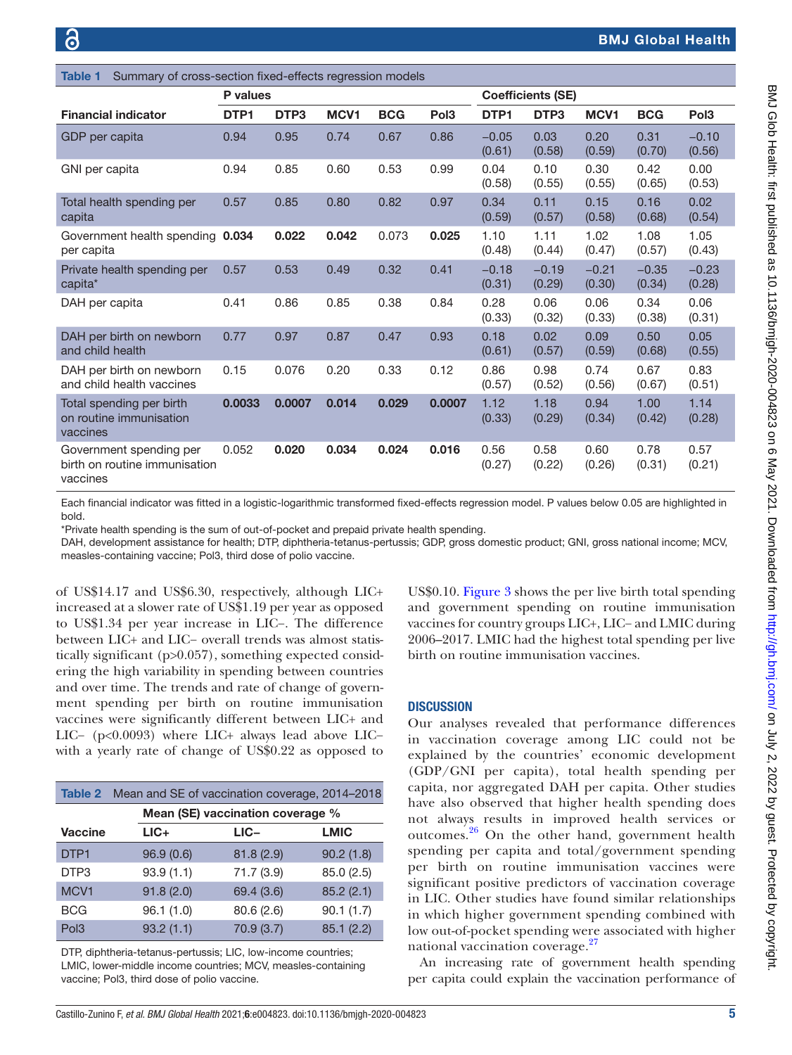**Table 1** Summary of cross-section fixed-effects regression models

| | P values | | | | | Coefficients (SE) | | | | |
|---|---|---|---|---|---|---|---|---|---|---|
| **Financial indicator** | **DTP1** | **DTP3** | **MCV1** | **BCG** | **Pol3** | **DTP1** | **DTP3** | **MCV1** | **BCG** | **Pol3** |
| GDP per capita | 0.94 | 0.95 | 0.74 | 0.67 | 0.86 | −0.05 (0.61) | 0.03 (0.58) | 0.20 (0.59) | 0.31 (0.70) | −0.10 (0.56) |
| GNI per capita | 0.94 | 0.85 | 0.60 | 0.53 | 0.99 | 0.04 (0.58) | 0.10 (0.55) | 0.30 (0.55) | 0.42 (0.65) | 0.00 (0.53) |
| Total health spending per capita | 0.57 | 0.85 | 0.80 | 0.82 | 0.97 | 0.34 (0.59) | 0.11 (0.57) | 0.15 (0.58) | 0.16 (0.68) | 0.02 (0.54) |
| Government health spending per capita | **0.034** | **0.022** | **0.042** | 0.073 | **0.025** | 1.10 (0.48) | 1.11 (0.44) | 1.02 (0.47) | 1.08 (0.57) | 1.05 (0.43) |
| Private health spending per capita* | 0.57 | 0.53 | 0.49 | 0.32 | 0.41 | −0.18 (0.31) | −0.19 (0.29) | −0.21 (0.30) | −0.35 (0.34) | −0.23 (0.28) |
| DAH per capita | 0.41 | 0.86 | 0.85 | 0.38 | 0.84 | 0.28 (0.33) | 0.06 (0.32) | 0.06 (0.33) | 0.34 (0.38) | 0.06 (0.31) |
| DAH per birth on newborn and child health | 0.77 | 0.97 | 0.87 | 0.47 | 0.93 | 0.18 (0.61) | 0.02 (0.57) | 0.09 (0.59) | 0.50 (0.68) | 0.05 (0.55) |
| DAH per birth on newborn and child health vaccines | 0.15 | 0.076 | 0.20 | 0.33 | 0.12 | 0.86 (0.57) | 0.98 (0.52) | 0.74 (0.56) | 0.67 (0.67) | 0.83 (0.51) |
| Total spending per birth on routine immunisation vaccines | **0.0033** | **0.0007** | **0.014** | **0.029** | **0.0007** | 1.12 (0.33) | 1.18 (0.29) | 0.94 (0.34) | 1.00 (0.42) | 1.14 (0.28) |
| Government spending per birth on routine immunisation vaccines | 0.052 | **0.020** | **0.034** | **0.024** | **0.016** | 0.56 (0.27) | 0.58 (0.22) | 0.60 (0.26) | 0.78 (0.31) | 0.57 (0.21) |

Each financial indicator was fitted in a logistic-logarithmic transformed fixed-effects regression model. P values below 0.05 are highlighted in bold.

*Private health spending is the sum of out-of-pocket and prepaid private health spending.

DAH, development assistance for health; DTP, diphtheria-tetanus-pertussis; GDP, gross domestic product; GNI, gross national income; MCV, measles-containing vaccine; Pol3, third dose of polio vaccine.

of US$14.17 and US$6.30, respectively, although LIC+ increased at a slower rate of US$1.19 per year as opposed to US$1.34 per year increase in LIC−. The difference between LIC+ and LIC− overall trends was almost statistically significant (p>0.057), something expected considering the high variability in spending between countries and over time. The trends and rate of change of government spending per birth on routine immunisation vaccines were significantly different between LIC+ and LIC− (p<0.0093) where LIC+ always lead above LIC− with a yearly rate of change of US$0.22 as opposed to US$0.10. Figure 3 shows the per live birth total spending and government spending on routine immunisation vaccines for country groups LIC+, LIC− and LMIC during 2006–2017. LMIC had the highest total spending per live birth on routine immunisation vaccines.

**Table 2** Mean and SE of vaccination coverage, 2014–2018

| | Mean (SE) vaccination coverage % | | |
|---|---|---|---|
| **Vaccine** | **LIC+** | **LIC−** | **LMIC** |
| DTP1 | 96.9 (0.6) | 81.8 (2.9) | 90.2 (1.8) |
| DTP3 | 93.9 (1.1) | 71.7 (3.9) | 85.0 (2.5) |
| MCV1 | 91.8 (2.0) | 69.4 (3.6) | 85.2 (2.1) |
| BCG | 96.1 (1.0) | 80.6 (2.6) | 90.1 (1.7) |
| Pol3 | 93.2 (1.1) | 70.9 (3.7) | 85.1 (2.2) |

DTP, diphtheria-tetanus-pertussis; LIC, low-income countries; LMIC, lower-middle income countries; MCV, measles-containing vaccine; Pol3, third dose of polio vaccine.

## DISCUSSION

Our analyses revealed that performance differences in vaccination coverage among LIC could not be explained by the countries' economic development (GDP/GNI per capita), total health spending per capita, nor aggregated DAH per capita. Other studies have also observed that higher health spending does not always results in improved health services or outcomes.[26] On the other hand, government health spending per capita and total/government spending per birth on routine immunisation vaccines were significant positive predictors of vaccination coverage in LIC. Other studies have found similar relationships in which higher government spending combined with low out-of-pocket spending were associated with higher national vaccination coverage.[27]

An increasing rate of government health spending per capita could explain the vaccination performance of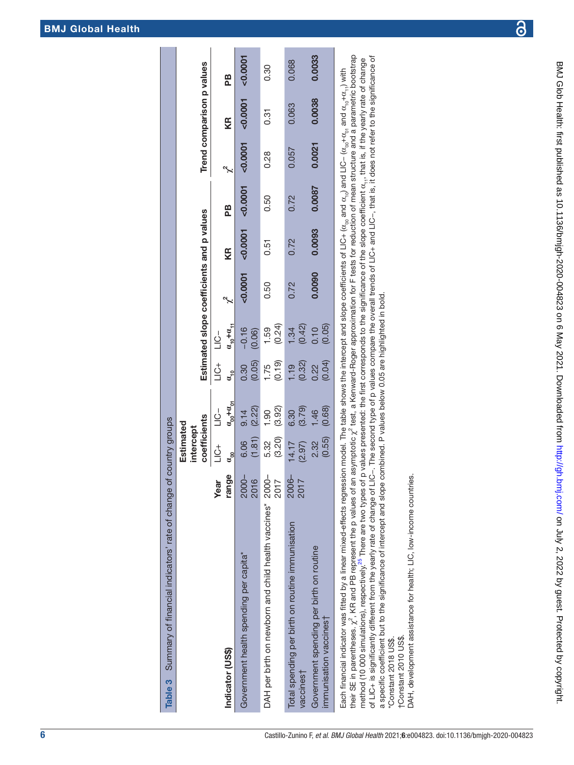**Table 3** Summary of financial indicators' rate of change of country groups

| Indicator (US$) | Year range | Estimated intercept coefficients | | Estimated slope coefficients and p values | | | | | Trend comparison p values | | |
|---|---|---|---|---|---|---|---|---|---|---|---|
| | | LIC+ $\alpha_{00}$ | LIC− $\alpha_{00}+\alpha_{01}$ | LIC+ $\alpha_{10}$ | LIC− $\alpha_{10}+\alpha_{11}$ | $\chi^2$ | KR | PB | $\chi^2$ | KR | PB |
| Government health spending per capita* | 2000–2016 | 6.06 (1.81) | 9.14 (2.22) | 0.30 (0.05) | −0.16 (0.06) | **<0.0001** | **<0.0001** | **<0.0001** | **<0.0001** | **<0.0001** | **<0.0001** |
| DAH per birth on newborn and child health vaccines* | 2000–2017 | 5.32 (3.20) | 1.90 (3.92) | 1.75 (0.19) | 1.59 (0.24) | 0.50 | 0.51 | 0.50 | 0.28 | 0.31 | 0.30 |
| Total spending per birth on routine immunisation vaccines† | 2006–2017 | 14.17 (2.97) | 6.30 (3.79) | 1.19 (0.32) | 1.34 (0.42) | 0.72 | 0.72 | 0.72 | 0.057 | 0.063 | 0.068 |
| Government spending per birth on routine immunisation vaccines† | | 2.32 (0.55) | 1.46 (0.68) | 0.22 (0.04) | 0.10 (0.05) | **0.0090** | **0.0093** | **0.0087** | **0.0021** | **0.0038** | **0.0033** |

Each financial indicator was fitted by a linear mixed-effects regression model. The table shows the intercept and slope coefficients of LIC+ ($\alpha_{00}$ and $\alpha_{10}$) and LIC− ($\alpha_{00}+\alpha_{01}$ and $\alpha_{10}+\alpha_{11}$) with their SE in parentheses. $\chi^2$, KR and PB represent the p values of an asymptotic $\chi^2$ test, a Kenward-Roger approximation for F tests for reduction of mean structure and a parametric bootstrap method (10 000 simulations), respectively.[25] There are two types of p values presented: the first corresponds to the significance of the slope coefficient $\alpha_{11}$, that is, if the yearly rate of change of LIC+ is significantly different from the yearly rate of change of LIC−. The second type of p values compare the overall trends of LIC+ and LIC−, that is, it does not refer to the significance of a specific coefficient but to the significance of intercept and slope combined. P values below 0.05 are highlighted in bold.

*Constant 2018 US$.

†Constant 2010 US$.

DAH, development assistance for health; LIC, low-income countries.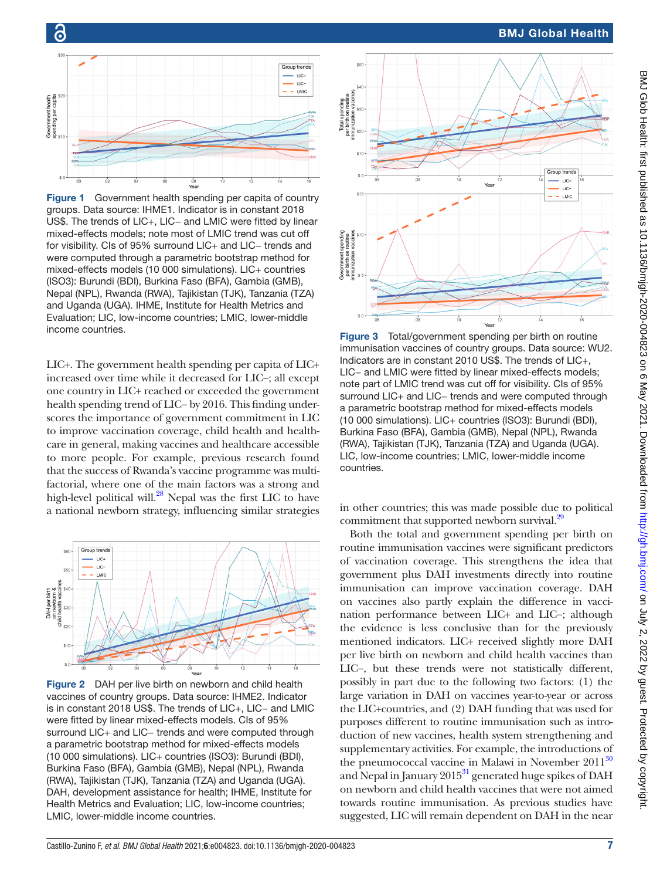Figure 1 Government health spending per capita of country groups. Data source: IHME1. Indicator is in constant 2018 US$. The trends of LIC+, LIC− and LMIC were fitted by linear mixed-effects models; note most of LMIC trend was cut off for visibility. CIs of 95% surround LIC+ and LIC− trends and were computed through a parametric bootstrap method for mixed-effects models (10 000 simulations). LIC+ countries (ISO3): Burundi (BDI), Burkina Faso (BFA), Gambia (GMB), Nepal (NPL), Rwanda (RWA), Tajikistan (TJK), Tanzania (TZA) and Uganda (UGA). IHME, Institute for Health Metrics and Evaluation; LIC, low-income countries; LMIC, lower-middle income countries.

LIC+. The government health spending per capita of LIC+ increased over time while it decreased for LIC−; all except one country in LIC+ reached or exceeded the government health spending trend of LIC− by 2016. This finding underscores the importance of government commitment in LIC to improve vaccination coverage, child health and healthcare in general, making vaccines and healthcare accessible to more people. For example, previous research found that the success of Rwanda's vaccine programme was multifactorial, where one of the main factors was a strong and high-level political will.[28] Nepal was the first LIC to have a national newborn strategy, influencing similar strategies in other countries; this was made possible due to political commitment that supported newborn survival.[29]

Figure 2 DAH per live birth on newborn and child health vaccines of country groups. Data source: IHME2. Indicator is in constant 2018 US$. The trends of LIC+, LIC− and LMIC were fitted by linear mixed-effects models. CIs of 95% surround LIC+ and LIC− trends and were computed through a parametric bootstrap method for mixed-effects models (10 000 simulations). LIC+ countries (ISO3): Burundi (BDI), Burkina Faso (BFA), Gambia (GMB), Nepal (NPL), Rwanda (RWA), Tajikistan (TJK), Tanzania (TZA) and Uganda (UGA). DAH, development assistance for health; IHME, Institute for Health Metrics and Evaluation; LIC, low-income countries; LMIC, lower-middle income countries.

Figure 3 Total/government spending per birth on routine immunisation vaccines of country groups. Data source: WU2. Indicators are in constant 2010 US$. The trends of LIC+, LIC− and LMIC were fitted by linear mixed-effects models; note part of LMIC trend was cut off for visibility. CIs of 95% surround LIC+ and LIC− trends and were computed through a parametric bootstrap method for mixed-effects models (10 000 simulations). LIC+ countries (ISO3): Burundi (BDI), Burkina Faso (BFA), Gambia (GMB), Nepal (NPL), Rwanda (RWA), Tajikistan (TJK), Tanzania (TZA) and Uganda (UGA). LIC, low-income countries; LMIC, lower-middle income countries.

Both the total and government spending per birth on routine immunisation vaccines were significant predictors of vaccination coverage. This strengthens the idea that government plus DAH investments directly into routine immunisation can improve vaccination coverage. DAH on vaccines also partly explain the difference in vaccination performance between LIC+ and LIC−; although the evidence is less conclusive than for the previously mentioned indicators. LIC+ received slightly more DAH per live birth on newborn and child health vaccines than LIC−, but these trends were not statistically different, possibly in part due to the following two factors: (1) the large variation in DAH on vaccines year-to-year or across the LIC+countries, and (2) DAH funding that was used for purposes different to routine immunisation such as introduction of new vaccines, health system strengthening and supplementary activities. For example, the introductions of the pneumococcal vaccine in Malawi in November 2011[30] and Nepal in January 2015[31] generated huge spikes of DAH on newborn and child health vaccines that were not aimed towards routine immunisation. As previous studies have suggested, LIC will remain dependent on DAH in the near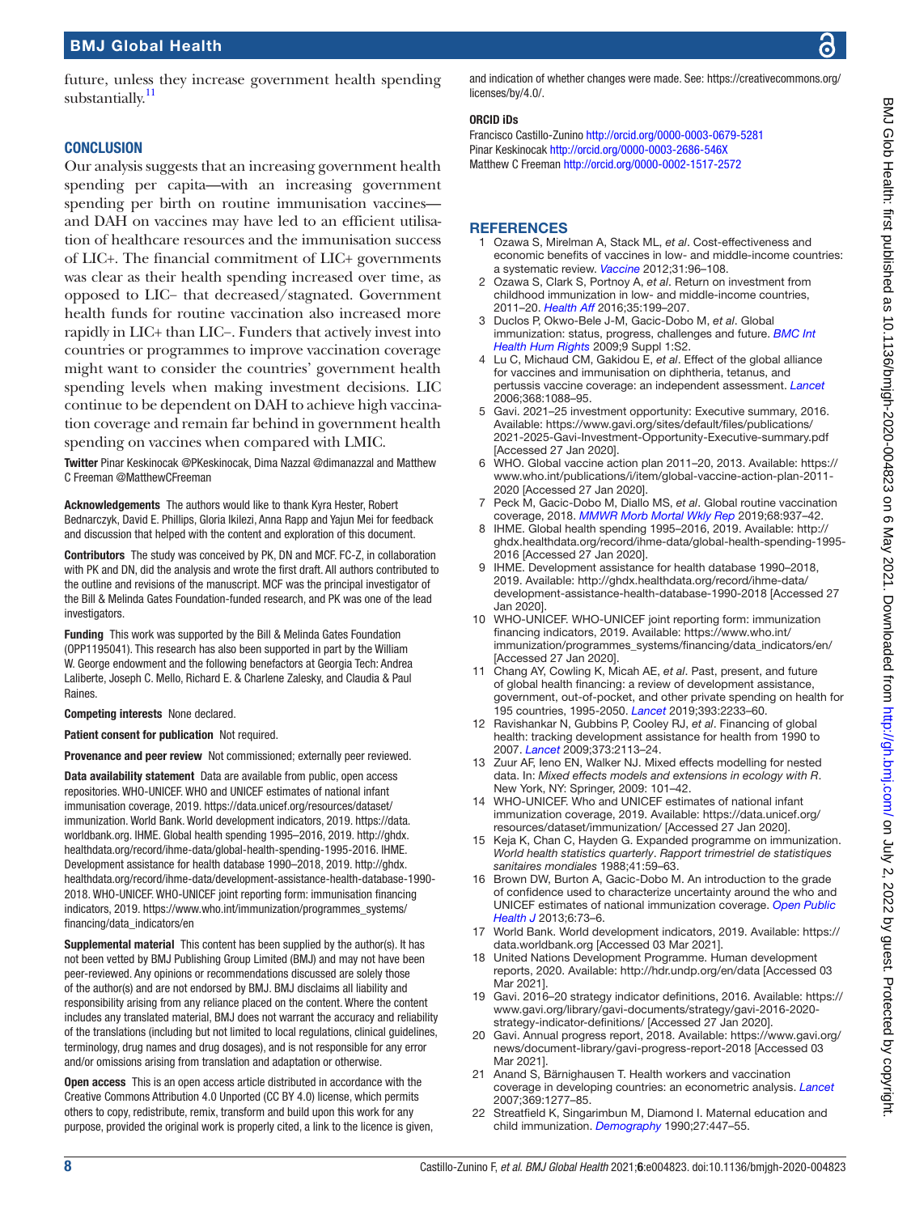future, unless they increase government health spending substantially.[11]

## CONCLUSION

Our analysis suggests that an increasing government health spending per capita—with an increasing government spending per birth on routine immunisation vaccines—and DAH on vaccines may have led to an efficient utilisation of healthcare resources and the immunisation success of LIC+. The financial commitment of LIC+ governments was clear as their health spending increased over time, as opposed to LIC− that decreased/stagnated. Government health funds for routine vaccination also increased more rapidly in LIC+ than LIC−. Funders that actively invest into countries or programmes to improve vaccination coverage might want to consider the countries' government health spending levels when making investment decisions. LIC continue to be dependent on DAH to achieve high vaccination coverage and remain far behind in government health spending on vaccines when compared with LMIC.

**Twitter** Pinar Keskinocak @PKeskinocak, Dima Nazzal @dimanazzal and Matthew C Freeman @MatthewCFreeman

**Acknowledgements** The authors would like to thank Kyra Hester, Robert Bednarczyk, David E. Phillips, Gloria Ikilezi, Anna Rapp and Yajun Mei for feedback and discussion that helped with the content and exploration of this document.

**Contributors** The study was conceived by PK, DN and MCF. FC-Z, in collaboration with PK and DN, did the analysis and wrote the first draft. All authors contributed to the outline and revisions of the manuscript. MCF was the principal investigator of the Bill & Melinda Gates Foundation-funded research, and PK was one of the lead investigators.

**Funding** This work was supported by the Bill & Melinda Gates Foundation (OPP1195041). This research has also been supported in part by the William W. George endowment and the following benefactors at Georgia Tech: Andrea Laliberte, Joseph C. Mello, Richard E. & Charlene Zalesky, and Claudia & Paul Raines.

**Competing interests** None declared.

**Patient consent for publication** Not required.

**Provenance and peer review** Not commissioned; externally peer reviewed.

**Data availability statement** Data are available from public, open access repositories. WHO-UNICEF. WHO and UNICEF estimates of national infant immunisation coverage, 2019. https://data.unicef.org/resources/dataset/immunization. World Bank. World development indicators, 2019. https://data.worldbank.org. IHME. Global health spending 1995–2016, 2019. http://ghdx.healthdata.org/record/ihme-data/global-health-spending-1995-2016. IHME. Development assistance for health database 1990–2018, 2019. http://ghdx.healthdata.org/record/ihme-data/development-assistance-health-database-1990-2018. WHO-UNICEF. WHO-UNICEF joint reporting form: immunisation financing indicators, 2019. https://www.who.int/immunization/programmes_systems/financing/data_indicators/en

**Supplemental material** This content has been supplied by the author(s). It has not been vetted by BMJ Publishing Group Limited (BMJ) and may not have been peer-reviewed. Any opinions or recommendations discussed are solely those of the author(s) and are not endorsed by BMJ. BMJ disclaims all liability and responsibility arising from any reliance placed on the content. Where the content includes any translated material, BMJ does not warrant the accuracy and reliability of the translations (including but not limited to local regulations, clinical guidelines, terminology, drug names and drug dosages), and is not responsible for any error and/or omissions arising from translation and adaptation or otherwise.

**Open access** This is an open access article distributed in accordance with the Creative Commons Attribution 4.0 Unported (CC BY 4.0) license, which permits others to copy, redistribute, remix, transform and build upon this work for any purpose, provided the original work is properly cited, a link to the licence is given, and indication of whether changes were made. See: https://creativecommons.org/licenses/by/4.0/.

**ORCID iDs**

Francisco Castillo-Zunino http://orcid.org/0000-0003-0679-5281
Pinar Keskinocak http://orcid.org/0000-0003-2686-546X
Matthew C Freeman http://orcid.org/0000-0002-1517-2572

## REFERENCES

1. Ozawa S, Mirelman A, Stack ML, *et al*. Cost-effectiveness and economic benefits of vaccines in low- and middle-income countries: a systematic review. *Vaccine* 2012;31:96–108.
2. Ozawa S, Clark S, Portnoy A, *et al*. Return on investment from childhood immunization in low- and middle-income countries, 2011–20. *Health Aff* 2016;35:199–207.
3. Duclos P, Okwo-Bele J-M, Gacic-Dobo M, *et al*. Global immunization: status, progress, challenges and future. *BMC Int Health Hum Rights* 2009;9 Suppl 1:S2.
4. Lu C, Michaud CM, Gakidou E, *et al*. Effect of the global alliance for vaccines and immunisation on diphtheria, tetanus, and pertussis vaccine coverage: an independent assessment. *Lancet* 2006;368:1088–95.
5. Gavi. 2021–25 investment opportunity: Executive summary, 2016. Available: https://www.gavi.org/sites/default/files/publications/2021-2025-Gavi-Investment-Opportunity-Executive-summary.pdf [Accessed 27 Jan 2020].
6. WHO. Global vaccine action plan 2011–20, 2013. Available: https://www.who.int/publications/i/item/global-vaccine-action-plan-2011-2020 [Accessed 27 Jan 2020].
7. Peck M, Gacic-Dobo M, Diallo MS, *et al*. Global routine vaccination coverage, 2018. *MMWR Morb Mortal Wkly Rep* 2019;68:937–42.
8. IHME. Global health spending 1995–2016, 2019. Available: http://ghdx.healthdata.org/record/ihme-data/global-health-spending-1995-2016 [Accessed 27 Jan 2020].
9. IHME. Development assistance for health database 1990–2018, 2019. Available: http://ghdx.healthdata.org/record/ihme-data/development-assistance-health-database-1990-2018 [Accessed 27 Jan 2020].
10. WHO-UNICEF. WHO-UNICEF joint reporting form: immunization financing indicators, 2019. Available: https://www.who.int/immunization/programmes_systems/financing/data_indicators/en/ [Accessed 27 Jan 2020].
11. Chang AY, Cowling K, Micah AE, *et al*. Past, present, and future of global health financing: a review of development assistance, government, out-of-pocket, and other private spending on health for 195 countries, 1995–2050. *Lancet* 2019;393:2233–60.
12. Ravishankar N, Gubbins P, Cooley RJ, *et al*. Financing of global health: tracking development assistance for health from 1990 to 2007. *Lancet* 2009;373:2113–24.
13. Zuur AF, Ieno EN, Walker NJ. Mixed effects modelling for nested data. In: *Mixed effects models and extensions in ecology with R*. New York, NY: Springer, 2009: 101–42.
14. WHO-UNICEF. Who and UNICEF estimates of national infant immunization coverage, 2019. Available: https://data.unicef.org/resources/dataset/immunization/ [Accessed 27 Jan 2020].
15. Keja K, Chan C, Hayden G. Expanded programme on immunization. *World health statistics quarterly*. *Rapport trimestriel de statistiques sanitaires mondiales* 1988;41:59–63.
16. Brown DW, Burton A, Gacic-Dobo M. An introduction to the grade of confidence used to characterize uncertainty around the who and UNICEF estimates of national immunization coverage. *Open Public Health J* 2013;6:73–6.
17. World Bank. World development indicators, 2019. Available: https://data.worldbank.org [Accessed 03 Mar 2021].
18. United Nations Development Programme. Human development reports, 2020. Available: http://hdr.undp.org/en/data [Accessed 03 Mar 2021].
19. Gavi. 2016–20 strategy indicator definitions, 2016. Available: https://www.gavi.org/library/gavi-documents/strategy/gavi-2016-2020-strategy-indicator-definitions/ [Accessed 27 Jan 2020].
20. Gavi. Annual progress report, 2018. Available: https://www.gavi.org/news/document-library/gavi-progress-report-2018 [Accessed 03 Mar 2021].
21. Anand S, Bärnighausen T. Health workers and vaccination coverage in developing countries: an econometric analysis. *Lancet* 2007;369:1277–85.
22. Streatfield K, Singarimbun M, Diamond I. Maternal education and child immunization. *Demography* 1990;27:447–55.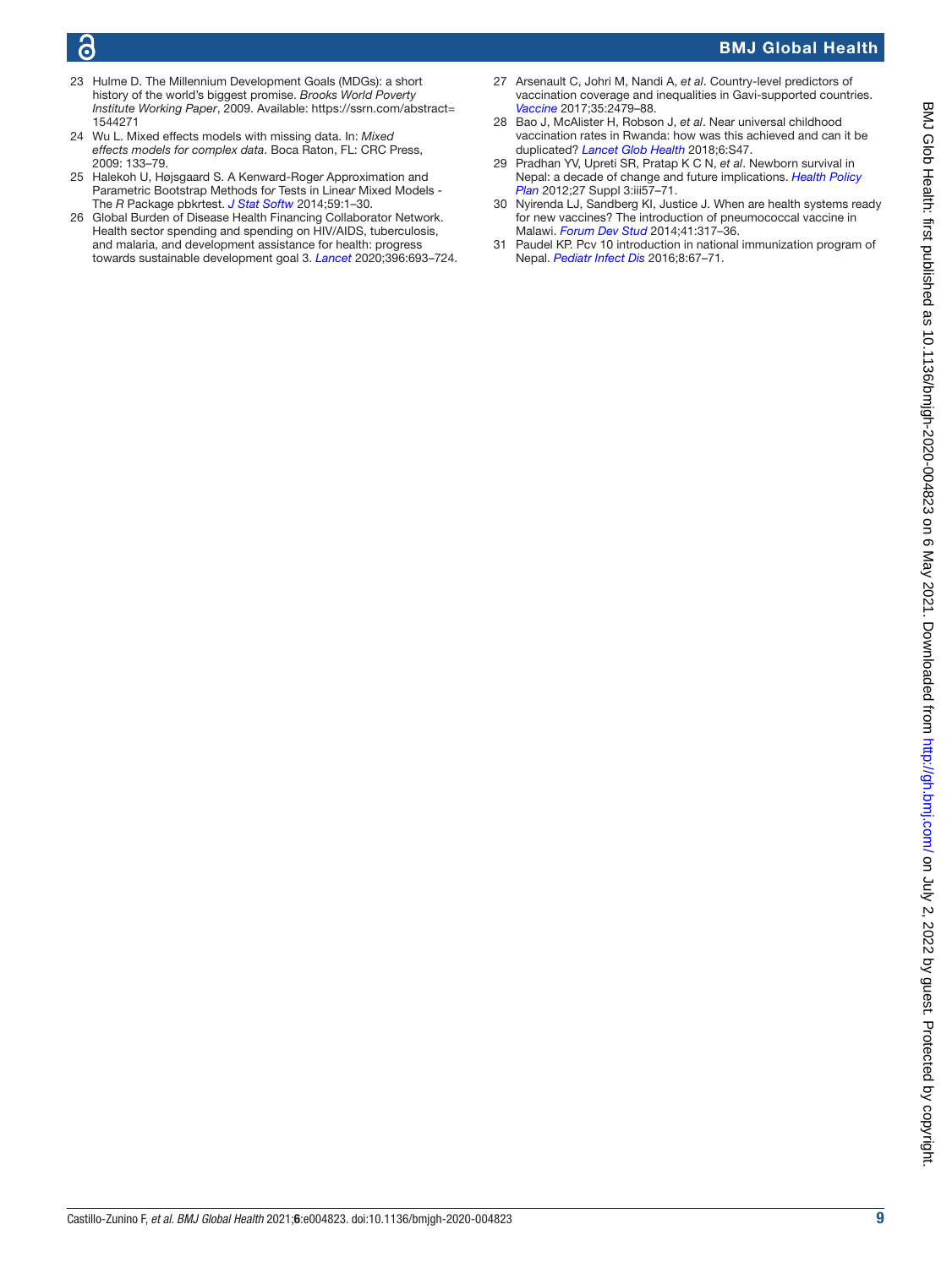23 Hulme D. The Millennium Development Goals (MDGs): a short history of the world's biggest promise. *Brooks World Poverty Institute Working Paper*, 2009. Available: https://ssrn.com/abstract=1544271

24 Wu L. Mixed effects models with missing data. In: *Mixed effects models for complex data*. Boca Raton, FL: CRC Press, 2009: 133–79.

25 Halekoh U, Højsgaard S. A Kenward-Roger Approximation and Parametric Bootstrap Methods for Tests in Linear Mixed Models - The *R* Package pbkrtest. *J Stat Softw* 2014;59:1–30.

26 Global Burden of Disease Health Financing Collaborator Network. Health sector spending and spending on HIV/AIDS, tuberculosis, and malaria, and development assistance for health: progress towards sustainable development goal 3. *Lancet* 2020;396:693–724.

27 Arsenault C, Johri M, Nandi A, *et al*. Country-level predictors of vaccination coverage and inequalities in Gavi-supported countries. *Vaccine* 2017;35:2479–88.

28 Bao J, McAlister H, Robson J, *et al*. Near universal childhood vaccination rates in Rwanda: how was this achieved and can it be duplicated? *Lancet Glob Health* 2018;6:S47.

29 Pradhan YV, Upreti SR, Pratap K C N, *et al*. Newborn survival in Nepal: a decade of change and future implications. *Health Policy Plan* 2012;27 Suppl 3:iii57–71.

30 Nyirenda LJ, Sandberg KI, Justice J. When are health systems ready for new vaccines? The introduction of pneumococcal vaccine in Malawi. *Forum Dev Stud* 2014;41:317–36.

31 Paudel KP. Pcv 10 introduction in national immunization program of Nepal. *Pediatr Infect Dis* 2016;8:67–71.